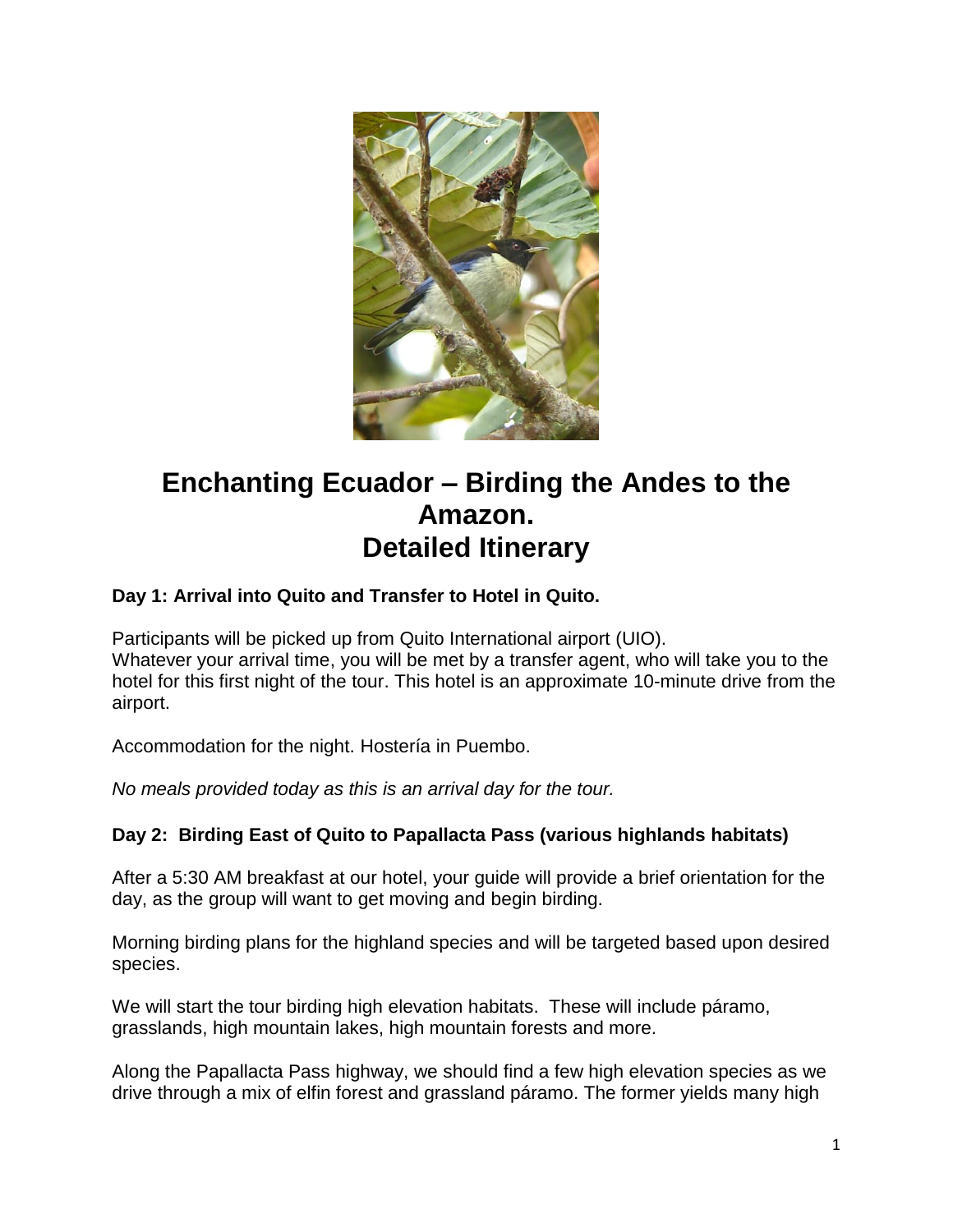# Enchanting Ecuador – Birding the Andes to the Amazon.
# Detailed Itinerary

**Day 1: Arrival into Quito and Transfer to Hotel in Quito.**

Participants will be picked up from Quito International airport (UIO).
Whatever your arrival time, you will be met by a transfer agent, who will take you to the hotel for this first night of the tour. This hotel is an approximate 10-minute drive from the airport.

Accommodation for the night. Hostería in Puembo.

*No meals provided today as this is an arrival day for the tour.*

**Day 2: Birding East of Quito to Papallacta Pass (various highlands habitats)**

After a 5:30 AM breakfast at our hotel, your guide will provide a brief orientation for the day, as the group will want to get moving and begin birding.

Morning birding plans for the highland species and will be targeted based upon desired species.

We will start the tour birding high elevation habitats. These will include páramo, grasslands, high mountain lakes, high mountain forests and more.

Along the Papallacta Pass highway, we should find a few high elevation species as we drive through a mix of elfin forest and grassland páramo. The former yields many high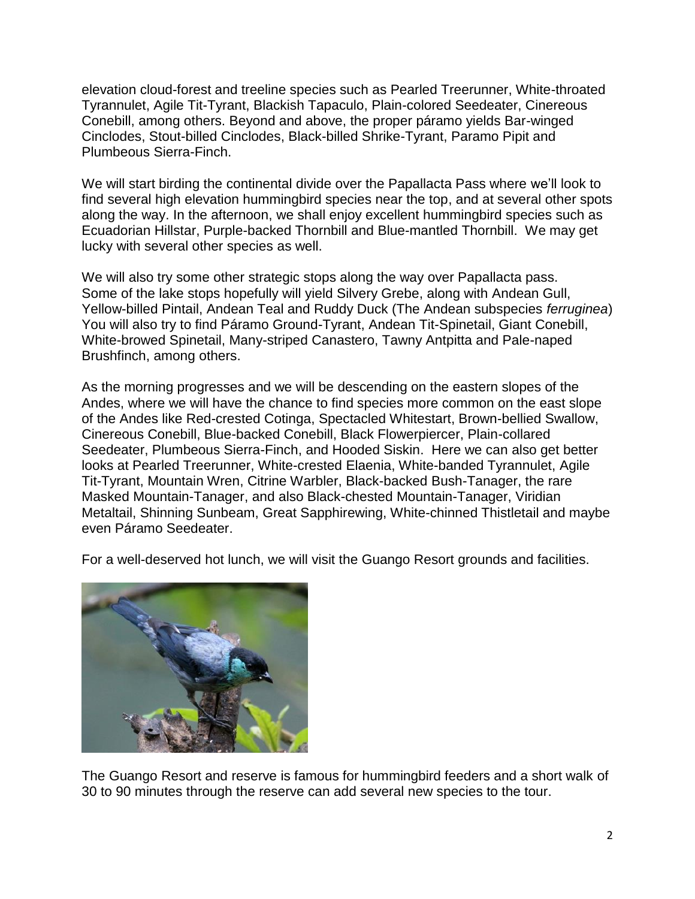elevation cloud-forest and treeline species such as Pearled Treerunner, White-throated Tyrannulet, Agile Tit-Tyrant, Blackish Tapaculo, Plain-colored Seedeater, Cinereous Conebill, among others. Beyond and above, the proper páramo yields Bar-winged Cinclodes, Stout-billed Cinclodes, Black-billed Shrike-Tyrant, Paramo Pipit and Plumbeous Sierra-Finch.

We will start birding the continental divide over the Papallacta Pass where we'll look to find several high elevation hummingbird species near the top, and at several other spots along the way. In the afternoon, we shall enjoy excellent hummingbird species such as Ecuadorian Hillstar, Purple-backed Thornbill and Blue-mantled Thornbill. We may get lucky with several other species as well.

We will also try some other strategic stops along the way over Papallacta pass. Some of the lake stops hopefully will yield Silvery Grebe, along with Andean Gull, Yellow-billed Pintail, Andean Teal and Ruddy Duck (The Andean subspecies *ferruginea*) You will also try to find Páramo Ground-Tyrant, Andean Tit-Spinetail, Giant Conebill, White-browed Spinetail, Many-striped Canastero, Tawny Antpitta and Pale-naped Brushfinch, among others.

As the morning progresses and we will be descending on the eastern slopes of the Andes, where we will have the chance to find species more common on the east slope of the Andes like Red-crested Cotinga, Spectacled Whitestart, Brown-bellied Swallow, Cinereous Conebill, Blue-backed Conebill, Black Flowerpiercer, Plain-collared Seedeater, Plumbeous Sierra-Finch, and Hooded Siskin. Here we can also get better looks at Pearled Treerunner, White-crested Elaenia, White-banded Tyrannulet, Agile Tit-Tyrant, Mountain Wren, Citrine Warbler, Black-backed Bush-Tanager, the rare Masked Mountain-Tanager, and also Black-chested Mountain-Tanager, Viridian Metaltail, Shinning Sunbeam, Great Sapphirewing, White-chinned Thistletail and maybe even Páramo Seedeater.

For a well-deserved hot lunch, we will visit the Guango Resort grounds and facilities.

The Guango Resort and reserve is famous for hummingbird feeders and a short walk of 30 to 90 minutes through the reserve can add several new species to the tour.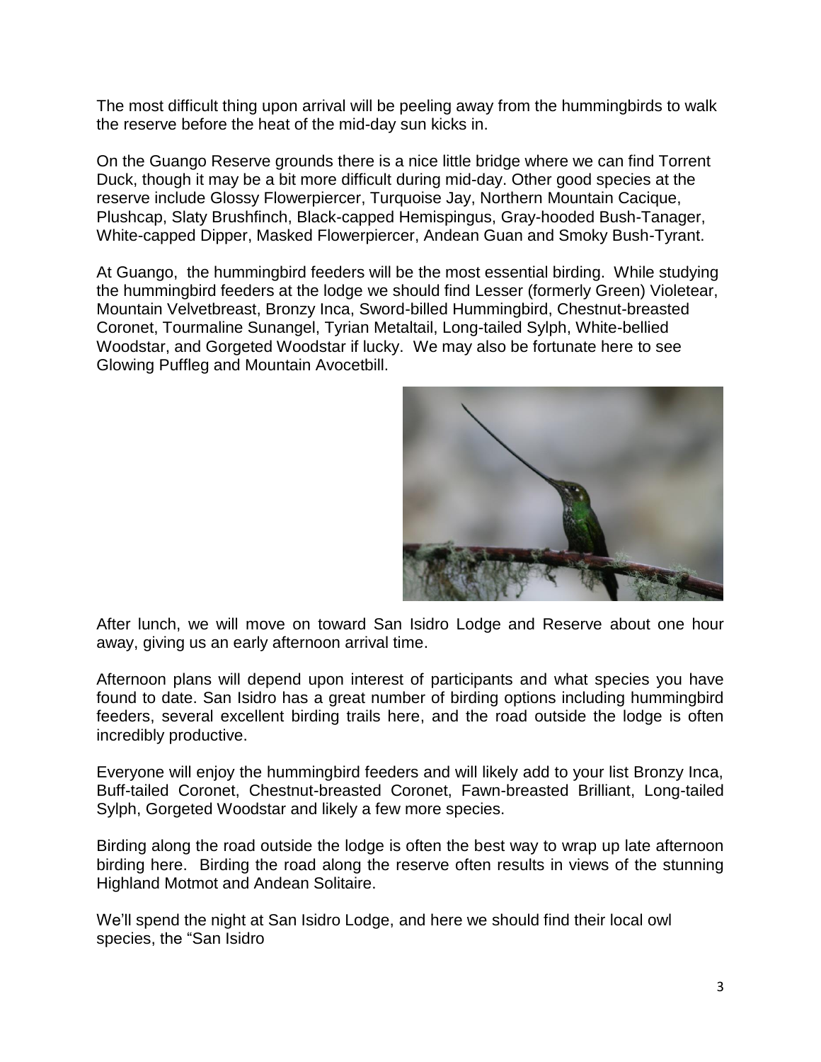The most difficult thing upon arrival will be peeling away from the hummingbirds to walk the reserve before the heat of the mid-day sun kicks in.

On the Guango Reserve grounds there is a nice little bridge where we can find Torrent Duck, though it may be a bit more difficult during mid-day. Other good species at the reserve include Glossy Flowerpiercer, Turquoise Jay, Northern Mountain Cacique, Plushcap, Slaty Brushfinch, Black-capped Hemispingus, Gray-hooded Bush-Tanager, White-capped Dipper, Masked Flowerpiercer, Andean Guan and Smoky Bush-Tyrant.

At Guango, the hummingbird feeders will be the most essential birding. While studying the hummingbird feeders at the lodge we should find Lesser (formerly Green) Violetear, Mountain Velvetbreast, Bronzy Inca, Sword-billed Hummingbird, Chestnut-breasted Coronet, Tourmaline Sunangel, Tyrian Metaltail, Long-tailed Sylph, White-bellied Woodstar, and Gorgeted Woodstar if lucky. We may also be fortunate here to see Glowing Puffleg and Mountain Avocetbill.

After lunch, we will move on toward San Isidro Lodge and Reserve about one hour away, giving us an early afternoon arrival time.

Afternoon plans will depend upon interest of participants and what species you have found to date. San Isidro has a great number of birding options including hummingbird feeders, several excellent birding trails here, and the road outside the lodge is often incredibly productive.

Everyone will enjoy the hummingbird feeders and will likely add to your list Bronzy Inca, Buff-tailed Coronet, Chestnut-breasted Coronet, Fawn-breasted Brilliant, Long-tailed Sylph, Gorgeted Woodstar and likely a few more species.

Birding along the road outside the lodge is often the best way to wrap up late afternoon birding here. Birding the road along the reserve often results in views of the stunning Highland Motmot and Andean Solitaire.

We'll spend the night at San Isidro Lodge, and here we should find their local owl species, the "San Isidro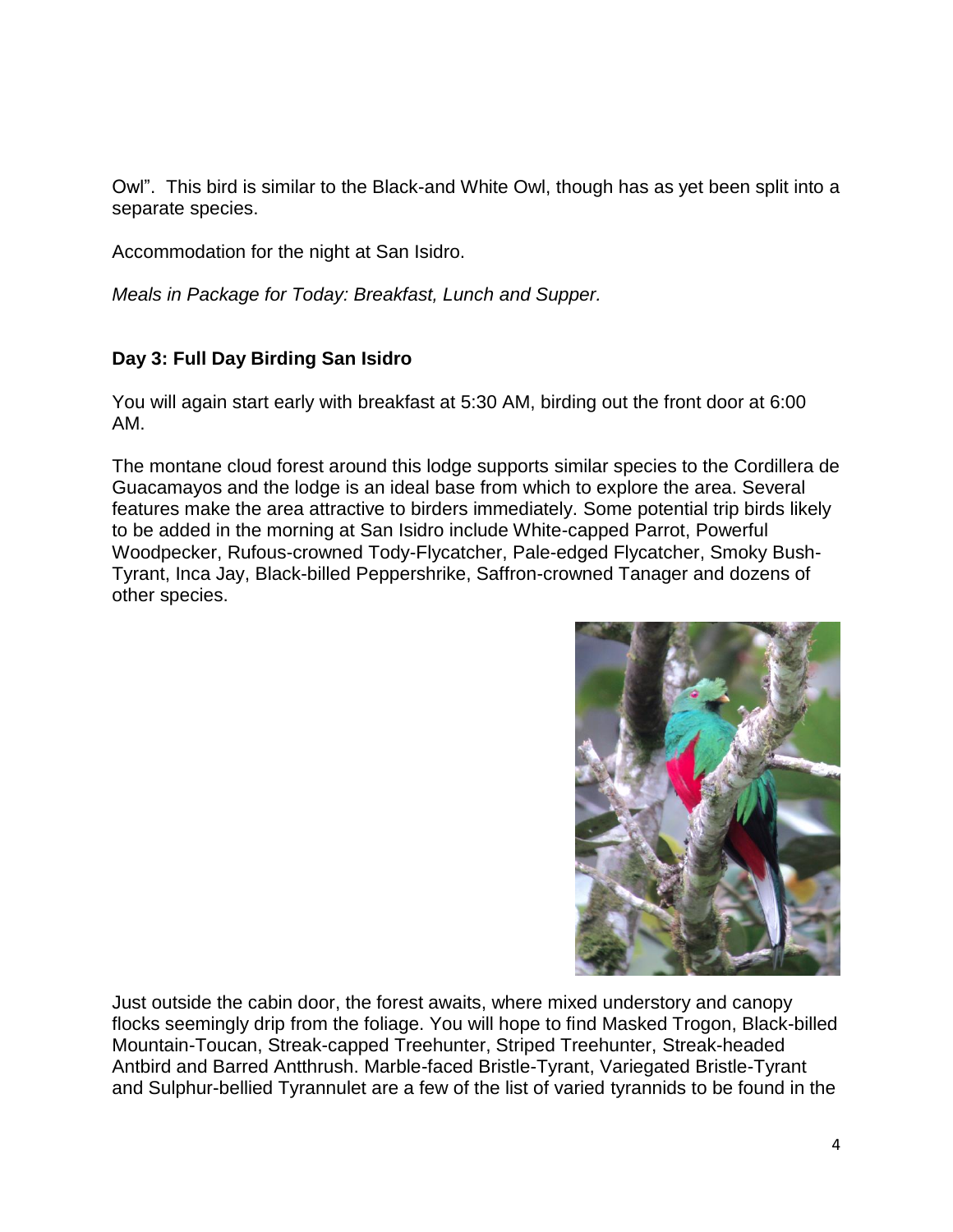Owl". This bird is similar to the Black-and White Owl, though has as yet been split into a separate species.

Accommodation for the night at San Isidro.

*Meals in Package for Today: Breakfast, Lunch and Supper.*

**Day 3: Full Day Birding San Isidro**

You will again start early with breakfast at 5:30 AM, birding out the front door at 6:00 AM.

The montane cloud forest around this lodge supports similar species to the Cordillera de Guacamayos and the lodge is an ideal base from which to explore the area. Several features make the area attractive to birders immediately. Some potential trip birds likely to be added in the morning at San Isidro include White-capped Parrot, Powerful Woodpecker, Rufous-crowned Tody-Flycatcher, Pale-edged Flycatcher, Smoky Bush-Tyrant, Inca Jay, Black-billed Peppershrike, Saffron-crowned Tanager and dozens of other species.

Just outside the cabin door, the forest awaits, where mixed understory and canopy flocks seemingly drip from the foliage. You will hope to find Masked Trogon, Black-billed Mountain-Toucan, Streak-capped Treehunter, Striped Treehunter, Streak-headed Antbird and Barred Antthrush. Marble-faced Bristle-Tyrant, Variegated Bristle-Tyrant and Sulphur-bellied Tyrannulet are a few of the list of varied tyrannids to be found in the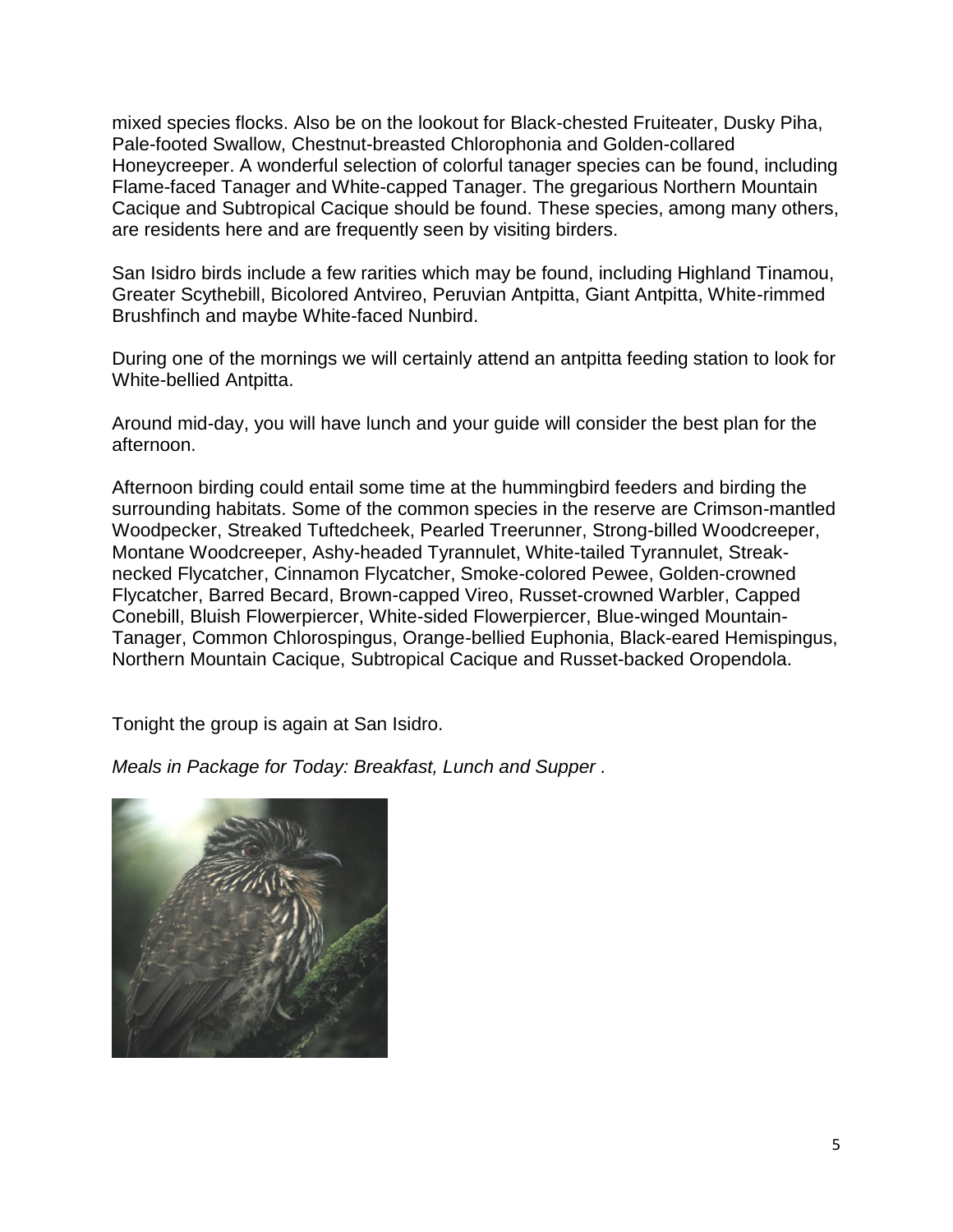mixed species flocks. Also be on the lookout for Black-chested Fruiteater, Dusky Piha, Pale-footed Swallow, Chestnut-breasted Chlorophonia and Golden-collared Honeycreeper. A wonderful selection of colorful tanager species can be found, including Flame-faced Tanager and White-capped Tanager. The gregarious Northern Mountain Cacique and Subtropical Cacique should be found. These species, among many others, are residents here and are frequently seen by visiting birders.

San Isidro birds include a few rarities which may be found, including Highland Tinamou, Greater Scythebill, Bicolored Antvireo, Peruvian Antpitta, Giant Antpitta, White-rimmed Brushfinch and maybe White-faced Nunbird.

During one of the mornings we will certainly attend an antpitta feeding station to look for White-bellied Antpitta.

Around mid-day, you will have lunch and your guide will consider the best plan for the afternoon.

Afternoon birding could entail some time at the hummingbird feeders and birding the surrounding habitats. Some of the common species in the reserve are Crimson-mantled Woodpecker, Streaked Tuftedcheek, Pearled Treerunner, Strong-billed Woodcreeper, Montane Woodcreeper, Ashy-headed Tyrannulet, White-tailed Tyrannulet, Streak-necked Flycatcher, Cinnamon Flycatcher, Smoke-colored Pewee, Golden-crowned Flycatcher, Barred Becard, Brown-capped Vireo, Russet-crowned Warbler, Capped Conebill, Bluish Flowerpiercer, White-sided Flowerpiercer, Blue-winged Mountain-Tanager, Common Chlorospingus, Orange-bellied Euphonia, Black-eared Hemispingus, Northern Mountain Cacique, Subtropical Cacique and Russet-backed Oropendola.

Tonight the group is again at San Isidro.

*Meals in Package for Today: Breakfast, Lunch and Supper .*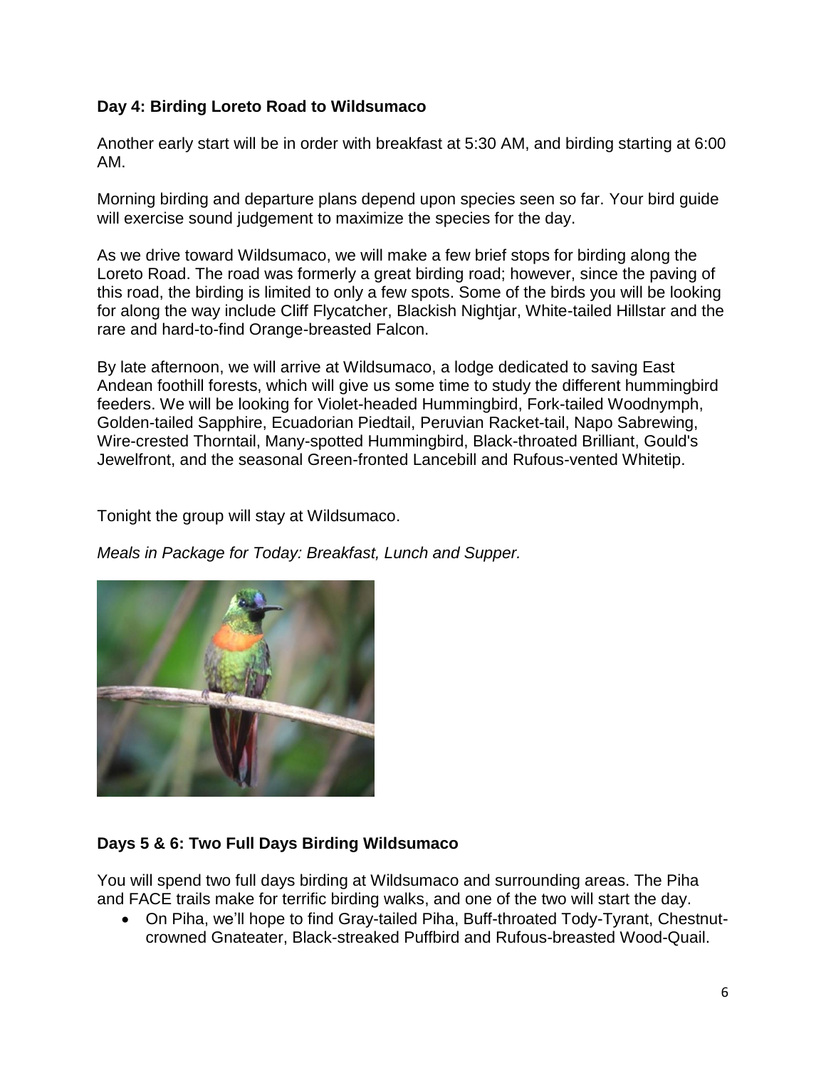**Day 4: Birding Loreto Road to Wildsumaco**

Another early start will be in order with breakfast at 5:30 AM, and birding starting at 6:00 AM.

Morning birding and departure plans depend upon species seen so far. Your bird guide will exercise sound judgement to maximize the species for the day.

As we drive toward Wildsumaco, we will make a few brief stops for birding along the Loreto Road. The road was formerly a great birding road; however, since the paving of this road, the birding is limited to only a few spots. Some of the birds you will be looking for along the way include Cliff Flycatcher, Blackish Nightjar, White-tailed Hillstar and the rare and hard-to-find Orange-breasted Falcon.

By late afternoon, we will arrive at Wildsumaco, a lodge dedicated to saving East Andean foothill forests, which will give us some time to study the different hummingbird feeders. We will be looking for Violet-headed Hummingbird, Fork-tailed Woodnymph, Golden-tailed Sapphire, Ecuadorian Piedtail, Peruvian Racket-tail, Napo Sabrewing, Wire-crested Thorntail, Many-spotted Hummingbird, Black-throated Brilliant, Gould's Jewelfront, and the seasonal Green-fronted Lancebill and Rufous-vented Whitetip.

Tonight the group will stay at Wildsumaco.

*Meals in Package for Today: Breakfast, Lunch and Supper.*

**Days 5 & 6: Two Full Days Birding Wildsumaco**

You will spend two full days birding at Wildsumaco and surrounding areas. The Piha and FACE trails make for terrific birding walks, and one of the two will start the day.

- On Piha, we'll hope to find Gray-tailed Piha, Buff-throated Tody-Tyrant, Chestnut-crowned Gnateater, Black-streaked Puffbird and Rufous-breasted Wood-Quail.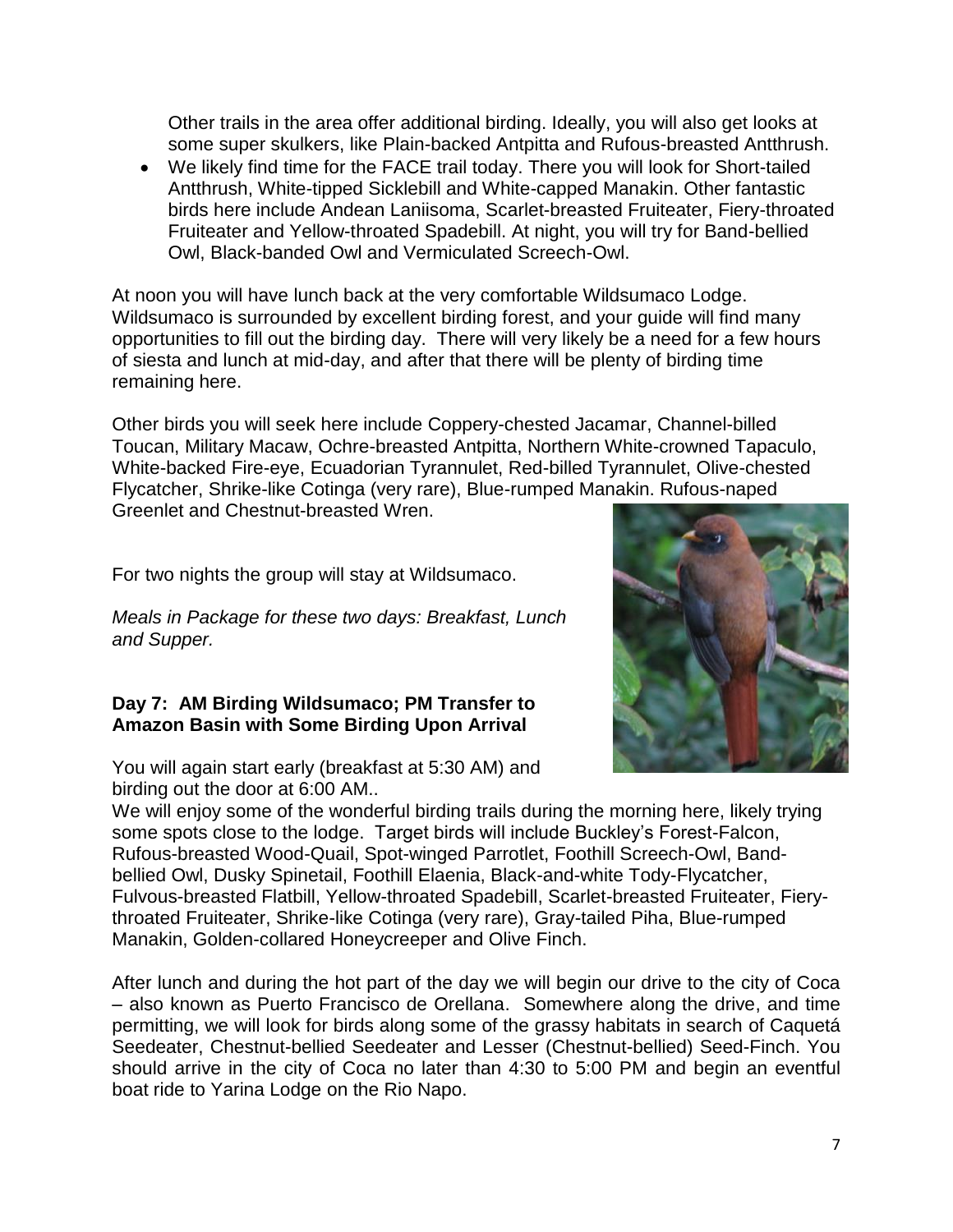Other trails in the area offer additional birding. Ideally, you will also get looks at some super skulkers, like Plain-backed Antpitta and Rufous-breasted Antthrush.

- We likely find time for the FACE trail today. There you will look for Short-tailed Antthrush, White-tipped Sicklebill and White-capped Manakin. Other fantastic birds here include Andean Laniisoma, Scarlet-breasted Fruiteater, Fiery-throated Fruiteater and Yellow-throated Spadebill. At night, you will try for Band-bellied Owl, Black-banded Owl and Vermiculated Screech-Owl.

At noon you will have lunch back at the very comfortable Wildsumaco Lodge. Wildsumaco is surrounded by excellent birding forest, and your guide will find many opportunities to fill out the birding day. There will very likely be a need for a few hours of siesta and lunch at mid-day, and after that there will be plenty of birding time remaining here.

Other birds you will seek here include Coppery-chested Jacamar, Channel-billed Toucan, Military Macaw, Ochre-breasted Antpitta, Northern White-crowned Tapaculo, White-backed Fire-eye, Ecuadorian Tyrannulet, Red-billed Tyrannulet, Olive-chested Flycatcher, Shrike-like Cotinga (very rare), Blue-rumped Manakin. Rufous-naped Greenlet and Chestnut-breasted Wren.

For two nights the group will stay at Wildsumaco.

*Meals in Package for these two days: Breakfast, Lunch and Supper.*

**Day 7: AM Birding Wildsumaco; PM Transfer to Amazon Basin with Some Birding Upon Arrival**

You will again start early (breakfast at 5:30 AM) and birding out the door at 6:00 AM..

We will enjoy some of the wonderful birding trails during the morning here, likely trying some spots close to the lodge. Target birds will include Buckley's Forest-Falcon, Rufous-breasted Wood-Quail, Spot-winged Parrotlet, Foothill Screech-Owl, Band-bellied Owl, Dusky Spinetail, Foothill Elaenia, Black-and-white Tody-Flycatcher, Fulvous-breasted Flatbill, Yellow-throated Spadebill, Scarlet-breasted Fruiteater, Fiery-throated Fruiteater, Shrike-like Cotinga (very rare), Gray-tailed Piha, Blue-rumped Manakin, Golden-collared Honeycreeper and Olive Finch.

After lunch and during the hot part of the day we will begin our drive to the city of Coca – also known as Puerto Francisco de Orellana. Somewhere along the drive, and time permitting, we will look for birds along some of the grassy habitats in search of Caquetá Seedeater, Chestnut-bellied Seedeater and Lesser (Chestnut-bellied) Seed-Finch. You should arrive in the city of Coca no later than 4:30 to 5:00 PM and begin an eventful boat ride to Yarina Lodge on the Rio Napo.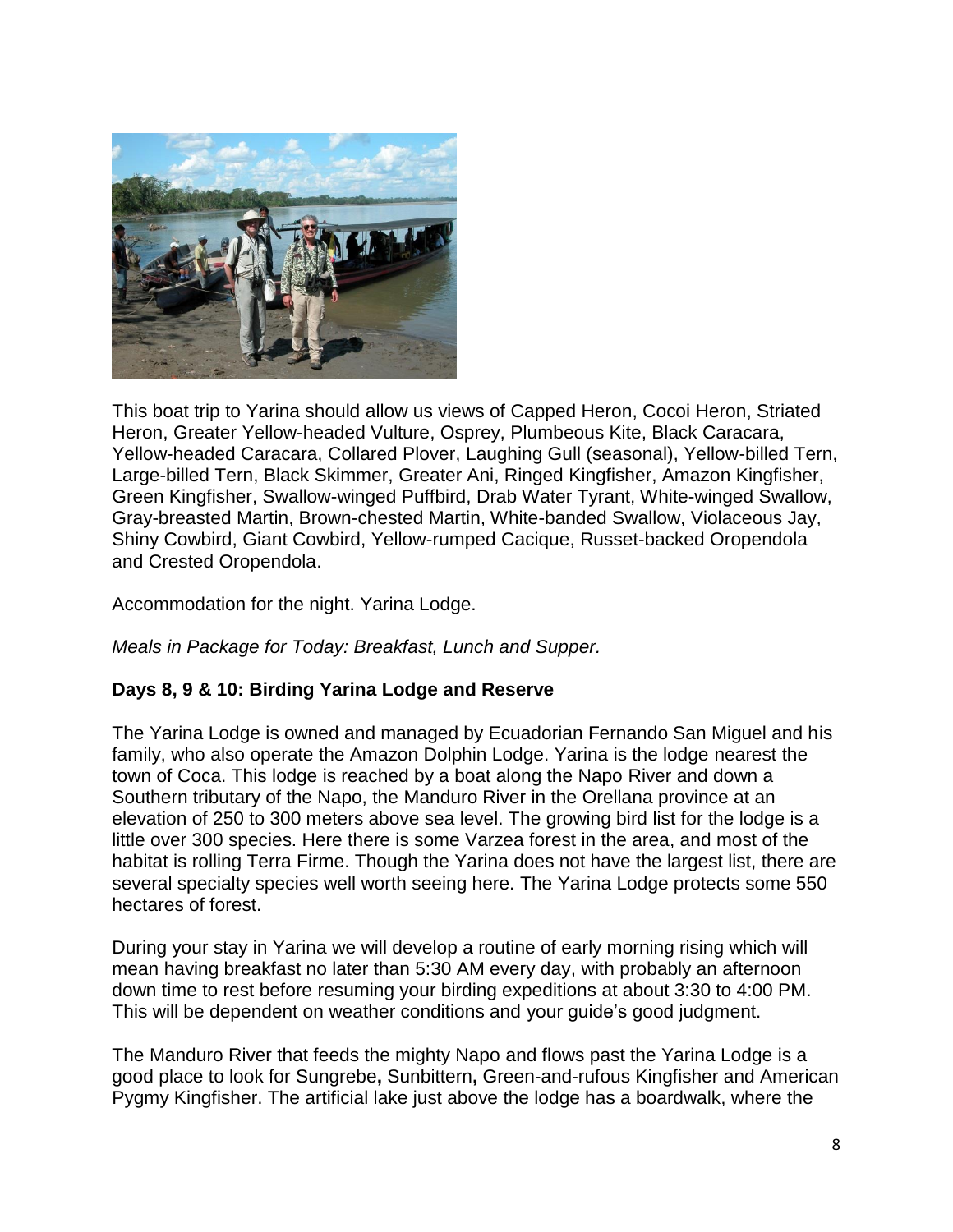This boat trip to Yarina should allow us views of Capped Heron, Cocoi Heron, Striated Heron, Greater Yellow-headed Vulture, Osprey, Plumbeous Kite, Black Caracara, Yellow-headed Caracara, Collared Plover, Laughing Gull (seasonal), Yellow-billed Tern, Large-billed Tern, Black Skimmer, Greater Ani, Ringed Kingfisher, Amazon Kingfisher, Green Kingfisher, Swallow-winged Puffbird, Drab Water Tyrant, White-winged Swallow, Gray-breasted Martin, Brown-chested Martin, White-banded Swallow, Violaceous Jay, Shiny Cowbird, Giant Cowbird, Yellow-rumped Cacique, Russet-backed Oropendola and Crested Oropendola.

Accommodation for the night. Yarina Lodge.

*Meals in Package for Today: Breakfast, Lunch and Supper.*

**Days 8, 9 & 10: Birding Yarina Lodge and Reserve**

The Yarina Lodge is owned and managed by Ecuadorian Fernando San Miguel and his family, who also operate the Amazon Dolphin Lodge. Yarina is the lodge nearest the town of Coca. This lodge is reached by a boat along the Napo River and down a Southern tributary of the Napo, the Manduro River in the Orellana province at an elevation of 250 to 300 meters above sea level. The growing bird list for the lodge is a little over 300 species. Here there is some Varzea forest in the area, and most of the habitat is rolling Terra Firme. Though the Yarina does not have the largest list, there are several specialty species well worth seeing here. The Yarina Lodge protects some 550 hectares of forest.

During your stay in Yarina we will develop a routine of early morning rising which will mean having breakfast no later than 5:30 AM every day, with probably an afternoon down time to rest before resuming your birding expeditions at about 3:30 to 4:00 PM. This will be dependent on weather conditions and your guide's good judgment.

The Manduro River that feeds the mighty Napo and flows past the Yarina Lodge is a good place to look for Sungrebe**,** Sunbittern**,** Green-and-rufous Kingfisher and American Pygmy Kingfisher. The artificial lake just above the lodge has a boardwalk, where the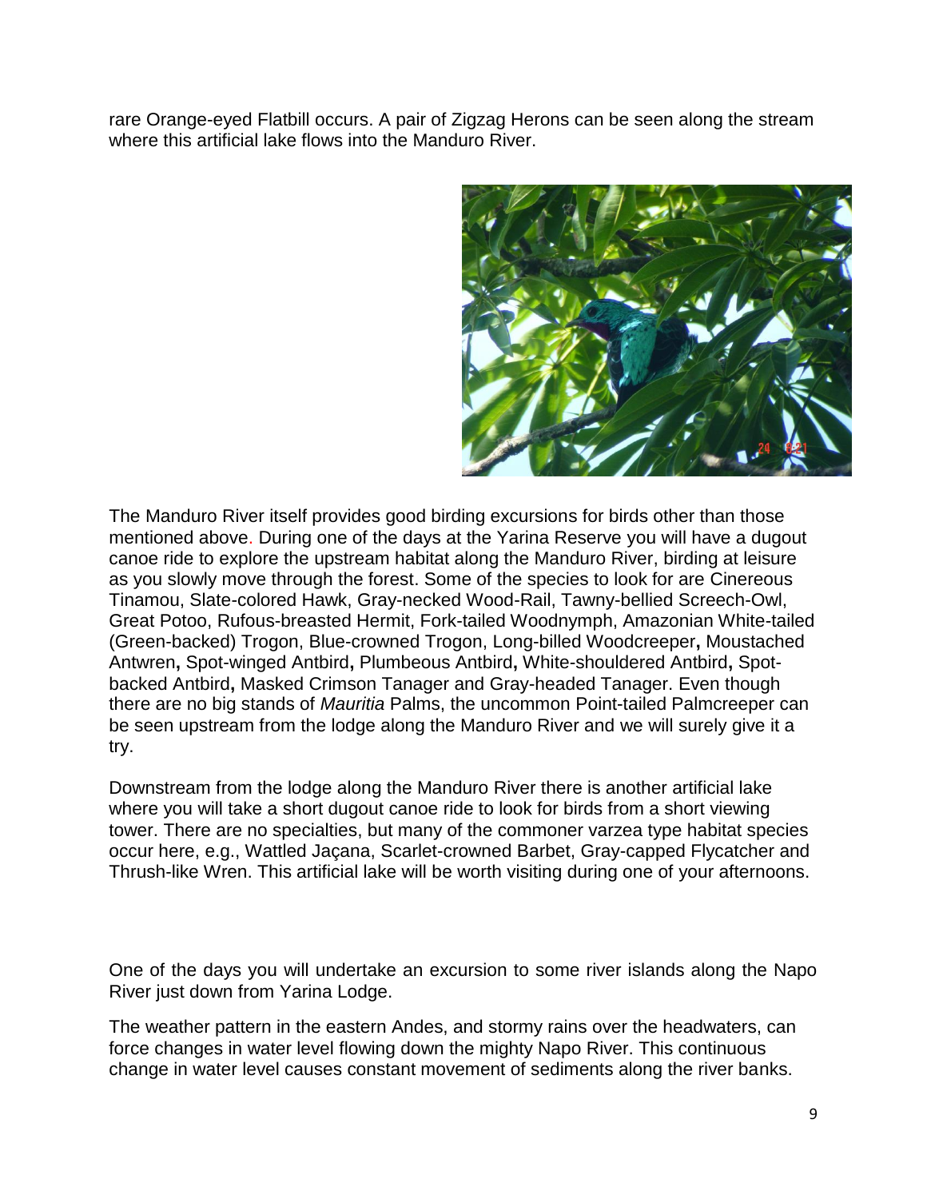rare Orange-eyed Flatbill occurs. A pair of Zigzag Herons can be seen along the stream where this artificial lake flows into the Manduro River.

The Manduro River itself provides good birding excursions for birds other than those mentioned above. During one of the days at the Yarina Reserve you will have a dugout canoe ride to explore the upstream habitat along the Manduro River, birding at leisure as you slowly move through the forest. Some of the species to look for are Cinereous Tinamou, Slate-colored Hawk, Gray-necked Wood-Rail, Tawny-bellied Screech-Owl, Great Potoo, Rufous-breasted Hermit, Fork-tailed Woodnymph, Amazonian White-tailed (Green-backed) Trogon, Blue-crowned Trogon, Long-billed Woodcreeper**,** Moustached Antwren**,** Spot-winged Antbird**,** Plumbeous Antbird**,** White-shouldered Antbird**,** Spot-backed Antbird**,** Masked Crimson Tanager and Gray-headed Tanager. Even though there are no big stands of *Mauritia* Palms, the uncommon Point-tailed Palmcreeper can be seen upstream from the lodge along the Manduro River and we will surely give it a try.

Downstream from the lodge along the Manduro River there is another artificial lake where you will take a short dugout canoe ride to look for birds from a short viewing tower. There are no specialties, but many of the commoner varzea type habitat species occur here, e.g., Wattled Jaçana, Scarlet-crowned Barbet, Gray-capped Flycatcher and Thrush-like Wren. This artificial lake will be worth visiting during one of your afternoons.

One of the days you will undertake an excursion to some river islands along the Napo River just down from Yarina Lodge.

The weather pattern in the eastern Andes, and stormy rains over the headwaters, can force changes in water level flowing down the mighty Napo River. This continuous change in water level causes constant movement of sediments along the river banks.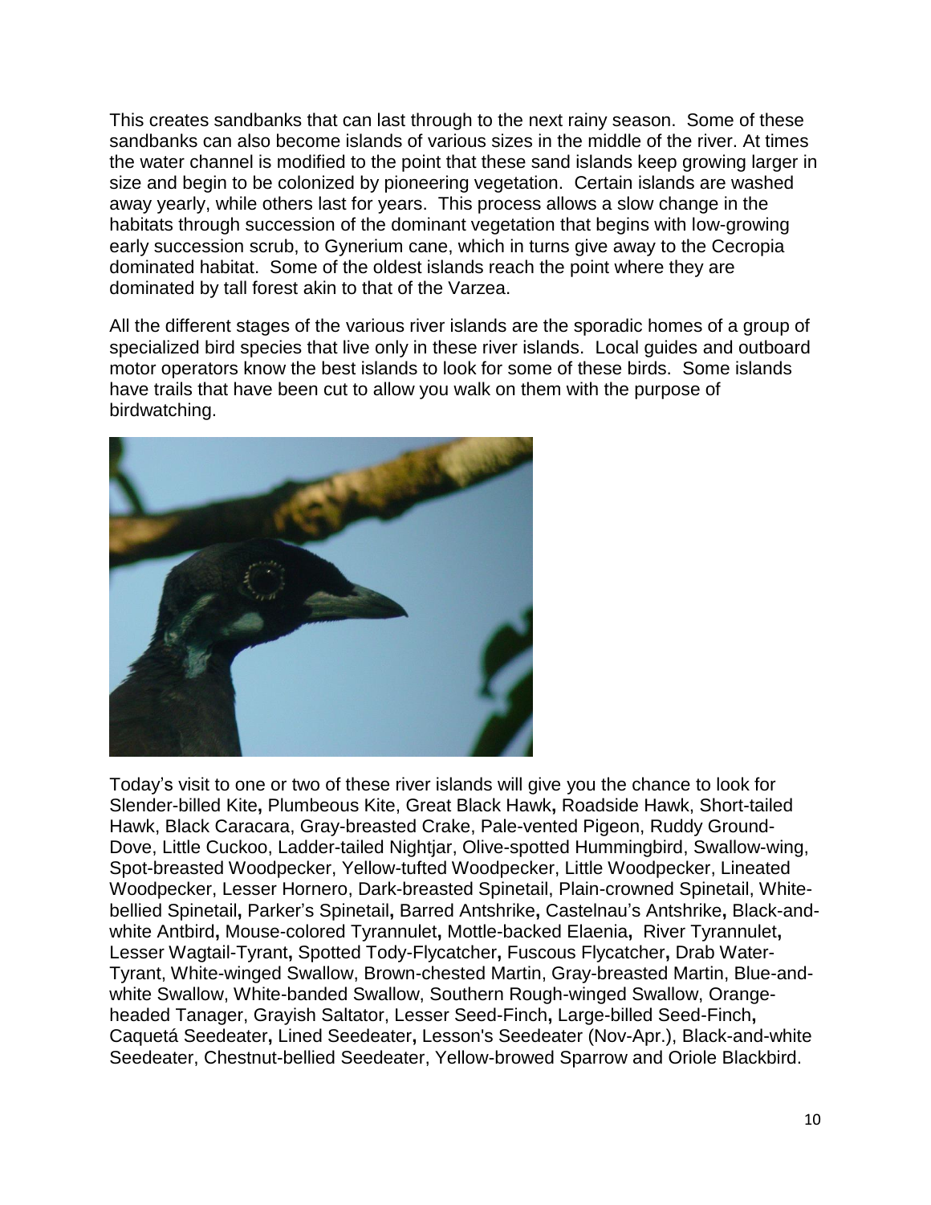This creates sandbanks that can last through to the next rainy season. Some of these sandbanks can also become islands of various sizes in the middle of the river. At times the water channel is modified to the point that these sand islands keep growing larger in size and begin to be colonized by pioneering vegetation. Certain islands are washed away yearly, while others last for years. This process allows a slow change in the habitats through succession of the dominant vegetation that begins with low-growing early succession scrub, to Gynerium cane, which in turns give away to the Cecropia dominated habitat. Some of the oldest islands reach the point where they are dominated by tall forest akin to that of the Varzea.

All the different stages of the various river islands are the sporadic homes of a group of specialized bird species that live only in these river islands. Local guides and outboard motor operators know the best islands to look for some of these birds. Some islands have trails that have been cut to allow you walk on them with the purpose of birdwatching.

Today's visit to one or two of these river islands will give you the chance to look for Slender-billed Kite**,** Plumbeous Kite, Great Black Hawk**,** Roadside Hawk, Short-tailed Hawk, Black Caracara, Gray-breasted Crake, Pale-vented Pigeon, Ruddy Ground-Dove, Little Cuckoo, Ladder-tailed Nightjar, Olive-spotted Hummingbird, Swallow-wing, Spot-breasted Woodpecker, Yellow-tufted Woodpecker, Little Woodpecker, Lineated Woodpecker, Lesser Hornero, Dark-breasted Spinetail, Plain-crowned Spinetail, White-bellied Spinetail**,** Parker's Spinetail**,** Barred Antshrike**,** Castelnau's Antshrike**,** Black-and-white Antbird**,** Mouse-colored Tyrannulet**,** Mottle-backed Elaenia**,** River Tyrannulet**,** Lesser Wagtail-Tyrant**,** Spotted Tody-Flycatcher**,** Fuscous Flycatcher**,** Drab Water-Tyrant, White-winged Swallow, Brown-chested Martin, Gray-breasted Martin, Blue-and-white Swallow, White-banded Swallow, Southern Rough-winged Swallow, Orange-headed Tanager, Grayish Saltator, Lesser Seed-Finch**,** Large-billed Seed-Finch**,** Caquetá Seedeater**,** Lined Seedeater**,** Lesson's Seedeater (Nov-Apr.), Black-and-white Seedeater, Chestnut-bellied Seedeater, Yellow-browed Sparrow and Oriole Blackbird.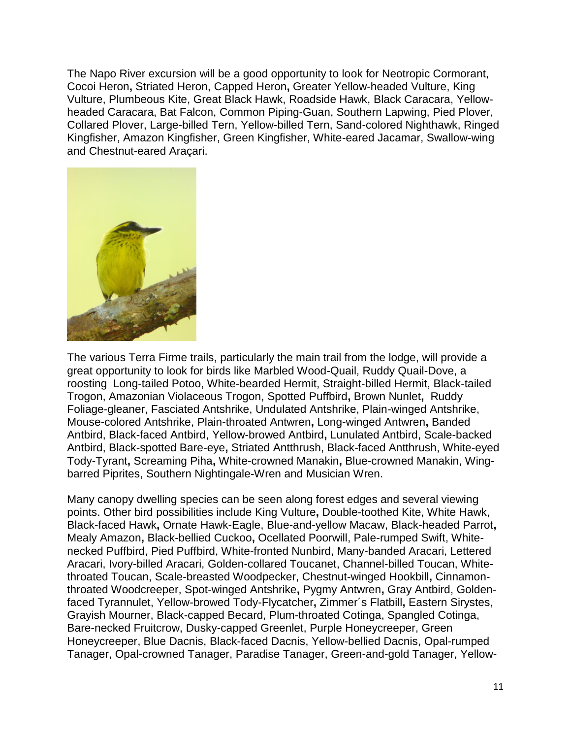The Napo River excursion will be a good opportunity to look for Neotropic Cormorant, Cocoi Heron, Striated Heron, Capped Heron, Greater Yellow-headed Vulture, King Vulture, Plumbeous Kite, Great Black Hawk, Roadside Hawk, Black Caracara, Yellow-headed Caracara, Bat Falcon, Common Piping-Guan, Southern Lapwing, Pied Plover, Collared Plover, Large-billed Tern, Yellow-billed Tern, Sand-colored Nighthawk, Ringed Kingfisher, Amazon Kingfisher, Green Kingfisher, White-eared Jacamar, Swallow-wing and Chestnut-eared Araçari.

The various Terra Firme trails, particularly the main trail from the lodge, will provide a great opportunity to look for birds like Marbled Wood-Quail, Ruddy Quail-Dove, a roosting Long-tailed Potoo, White-bearded Hermit, Straight-billed Hermit, Black-tailed Trogon, Amazonian Violaceous Trogon, Spotted Puffbird, Brown Nunlet, Ruddy Foliage-gleaner, Fasciated Antshrike, Undulated Antshrike, Plain-winged Antshrike, Mouse-colored Antshrike, Plain-throated Antwren, Long-winged Antwren, Banded Antbird, Black-faced Antbird, Yellow-browed Antbird, Lunulated Antbird, Scale-backed Antbird, Black-spotted Bare-eye, Striated Antthrush, Black-faced Antthrush, White-eyed Tody-Tyrant, Screaming Piha, White-crowned Manakin, Blue-crowned Manakin, Wing-barred Piprites, Southern Nightingale-Wren and Musician Wren.

Many canopy dwelling species can be seen along forest edges and several viewing points. Other bird possibilities include King Vulture, Double-toothed Kite, White Hawk, Black-faced Hawk, Ornate Hawk-Eagle, Blue-and-yellow Macaw, Black-headed Parrot, Mealy Amazon, Black-bellied Cuckoo, Ocellated Poorwill, Pale-rumped Swift, White-necked Puffbird, Pied Puffbird, White-fronted Nunbird, Many-banded Aracari, Lettered Aracari, Ivory-billed Aracari, Golden-collared Toucanet, Channel-billed Toucan, White-throated Toucan, Scale-breasted Woodpecker, Chestnut-winged Hookbill, Cinnamon-throated Woodcreeper, Spot-winged Antshrike, Pygmy Antwren, Gray Antbird, Golden-faced Tyrannulet, Yellow-browed Tody-Flycatcher, Zimmer´s Flatbill, Eastern Sirystes, Grayish Mourner, Black-capped Becard, Plum-throated Cotinga, Spangled Cotinga, Bare-necked Fruitcrow, Dusky-capped Greenlet, Purple Honeycreeper, Green Honeycreeper, Blue Dacnis, Black-faced Dacnis, Yellow-bellied Dacnis, Opal-rumped Tanager, Opal-crowned Tanager, Paradise Tanager, Green-and-gold Tanager, Yellow-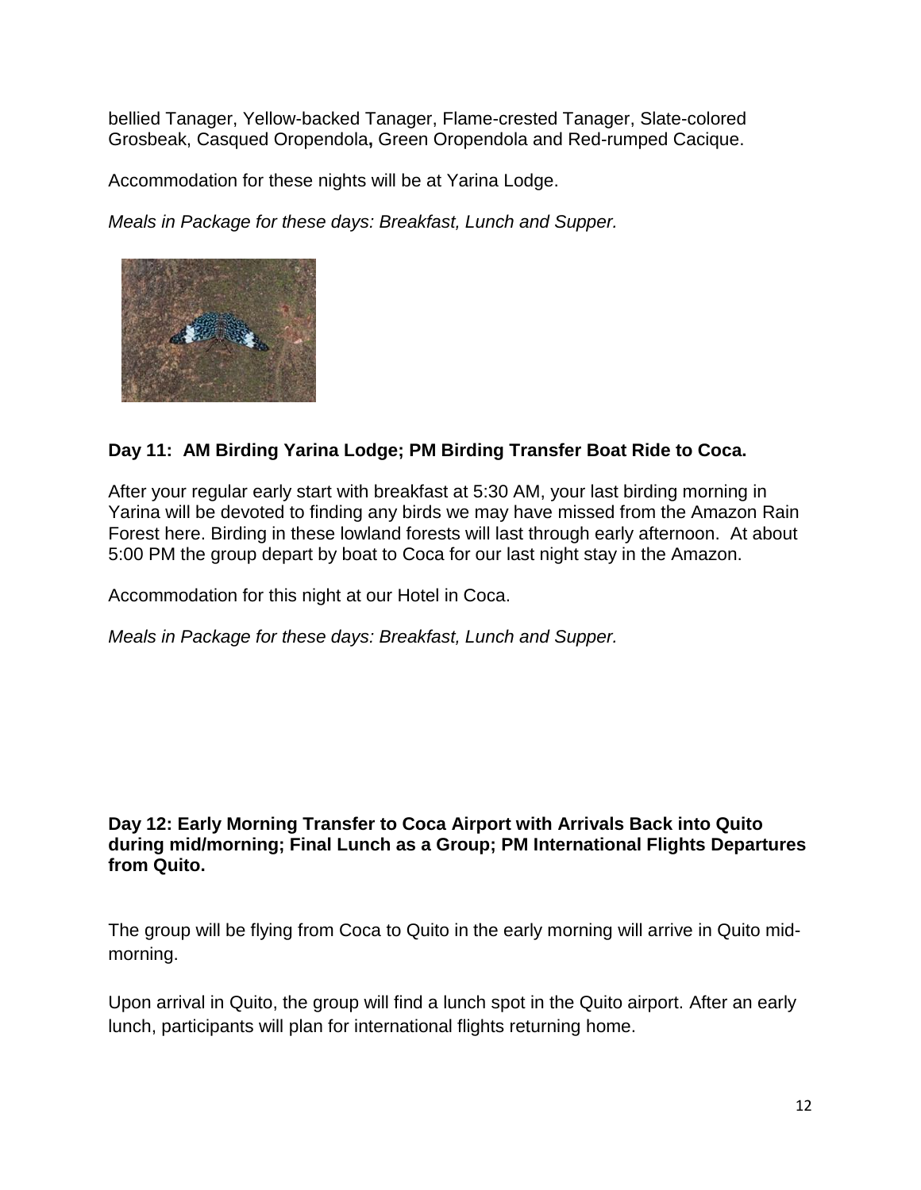bellied Tanager, Yellow-backed Tanager, Flame-crested Tanager, Slate-colored Grosbeak, Casqued Oropendola**,** Green Oropendola and Red-rumped Cacique.

Accommodation for these nights will be at Yarina Lodge.

*Meals in Package for these days: Breakfast, Lunch and Supper.*

**Day 11: AM Birding Yarina Lodge; PM Birding Transfer Boat Ride to Coca.**

After your regular early start with breakfast at 5:30 AM, your last birding morning in Yarina will be devoted to finding any birds we may have missed from the Amazon Rain Forest here. Birding in these lowland forests will last through early afternoon. At about 5:00 PM the group depart by boat to Coca for our last night stay in the Amazon.

Accommodation for this night at our Hotel in Coca.

*Meals in Package for these days: Breakfast, Lunch and Supper.*

**Day 12: Early Morning Transfer to Coca Airport with Arrivals Back into Quito during mid/morning; Final Lunch as a Group; PM International Flights Departures from Quito.**

The group will be flying from Coca to Quito in the early morning will arrive in Quito mid-morning.

Upon arrival in Quito, the group will find a lunch spot in the Quito airport. After an early lunch, participants will plan for international flights returning home.